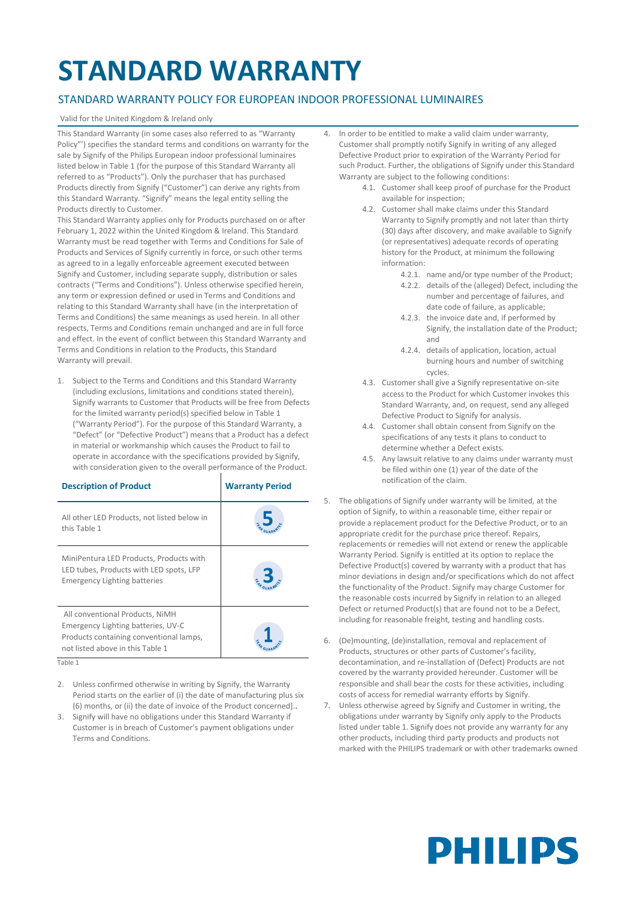# STANDARD WARRANTY

## STANDARD WARRANTY POLICY FOR EUROPEAN INDOOR PROFESSIONAL LUMINAIRES

Valid for the United Kingdom & Ireland only

This Standard Warranty (in some cases also referred to as "Warranty Policy"') specifies the standard terms and conditions on warranty for the sale by Signify of the Philips European indoor professional luminaires listed below in Table 1 (for the purpose of this Standard Warranty all referred to as "Products"). Only the purchaser that has purchased Products directly from Signify ("Customer") can derive any rights from this Standard Warranty. "Signify" means the legal entity selling the Products directly to Customer.

This Standard Warranty applies only for Products purchased on or after February 1, 2022 within the United Kingdom & Ireland. This Standard Warranty must be read together with Terms and Conditions for Sale of Products and Services of Signify currently in force, or such other terms as agreed to in a legally enforceable agreement executed between Signify and Customer, including separate supply, distribution or sales contracts ("Terms and Conditions"). Unless otherwise specified herein, any term or expression defined or used in Terms and Conditions and relating to this Standard Warranty shall have (in the interpretation of Terms and Conditions) the same meanings as used herein. In all other respects, Terms and Conditions remain unchanged and are in full force and effect. In the event of conflict between this Standard Warranty and Terms and Conditions in relation to the Products, this Standard Warranty will prevail.

1. Subject to the Terms and Conditions and this Standard Warranty (including exclusions, limitations and conditions stated therein), Signify warrants to Customer that Products will be free from Defects for the limited warranty period(s) specified below in Table 1 ("Warranty Period"). A "Defect" (or "Defective Product") means that a Product has a defect in material or workmanship which causes the Product to fail to operate in accordance with the specifications provided by Signify, with consideration given to the overall performance of the Product.

| Description of Product | Warranty Period |
|---|---|
| All other LED Products, not listed below in this Table 1 | 5 YEAR GUARANTEE |
| MiniPentura LED Products, Products with LED tubes, Products with LED spots, LFP Emergency Lighting batteries | 3 YEAR GUARANTEE |
| All conventional Products, NiMH Emergency Lighting batteries, UV-C Products containing conventional lamps, not listed above in this Table 1 | 1 YEAR GUARANTEE |

Table 1

2. Unless confirmed otherwise in writing by Signify, the Warranty Period starts on the earlier of (i) the date of manufacturing plus six (6) months, or (ii) the date of invoice of the Product concerned]..
3. Signify will have no obligations under this Standard Warranty if Customer is in breach of Customer's payment obligations under Terms and Conditions.
4. In order to be entitled to make a valid claim under warranty, Customer shall promptly notify Signify in writing of any alleged Defective Product prior to expiration of the Warranty Period for such Product. Further, the obligations of Signify under this Standard Warranty are subject to the following conditions:
   - 4.1. Customer shall keep proof of purchase for the Product available for inspection;
   - 4.2. Customer shall make claims under this Standard Warranty to Signify promptly and not later than thirty (30) days after discovery, and make available to Signify (or representatives) adequate records of operating history for the Product, at minimum the following information:
     - 4.2.1. name and/or type number of the Product;
     - 4.2.2. details of the (alleged) Defect, including the number and percentage of failures, and date code of failure, as applicable;
     - 4.2.3. the invoice date and, if performed by Signify, the installation date of the Product; and
     - 4.2.4. details of application, location, actual burning hours and number of switching cycles.
   - 4.3. Customer shall give a Signify representative on-site access to the Product for which Customer invokes this Standard Warranty, and, on request, send any alleged Defective Product to Signify for analysis.
   - 4.4. Customer shall obtain consent from Signify on the specifications of any tests it plans to conduct to determine whether a Defect exists.
   - 4.5. Any lawsuit relative to any claims under warranty must be filed within one (1) year of the date of the notification of the claim.
5. The obligations of Signify under warranty will be limited, at the option of Signify, to within a reasonable time, either repair or provide a replacement product for the Defective Product, or to an appropriate credit for the purchase price thereof. Repairs, replacements or remedies will not extend or renew the applicable Warranty Period. Signify is entitled at its option to replace the Defective Product(s) covered by warranty with a product that has minor deviations in design and/or specifications which do not affect the functionality of the Product. Signify may charge Customer for the reasonable costs incurred by Signify in relation to an alleged Defect or returned Product(s) that are found not to be a Defect, including for reasonable freight, testing and handling costs.
6. (De)mounting, (de)installation, removal and replacement of Products, structures or other parts of Customer's facility, decontamination, and re-installation of (Defect) Products are not covered by the warranty provided hereunder. Customer will be responsible and shall bear the costs for these activities, including costs of access for remedial warranty efforts by Signify.
7. Unless otherwise agreed by Signify and Customer in writing, the obligations under warranty by Signify only apply to the Products listed under table 1. Signify does not provide any warranty for any other products, including third party products and products not marked with the PHILIPS trademark or with other trademarks owned

PHILIPS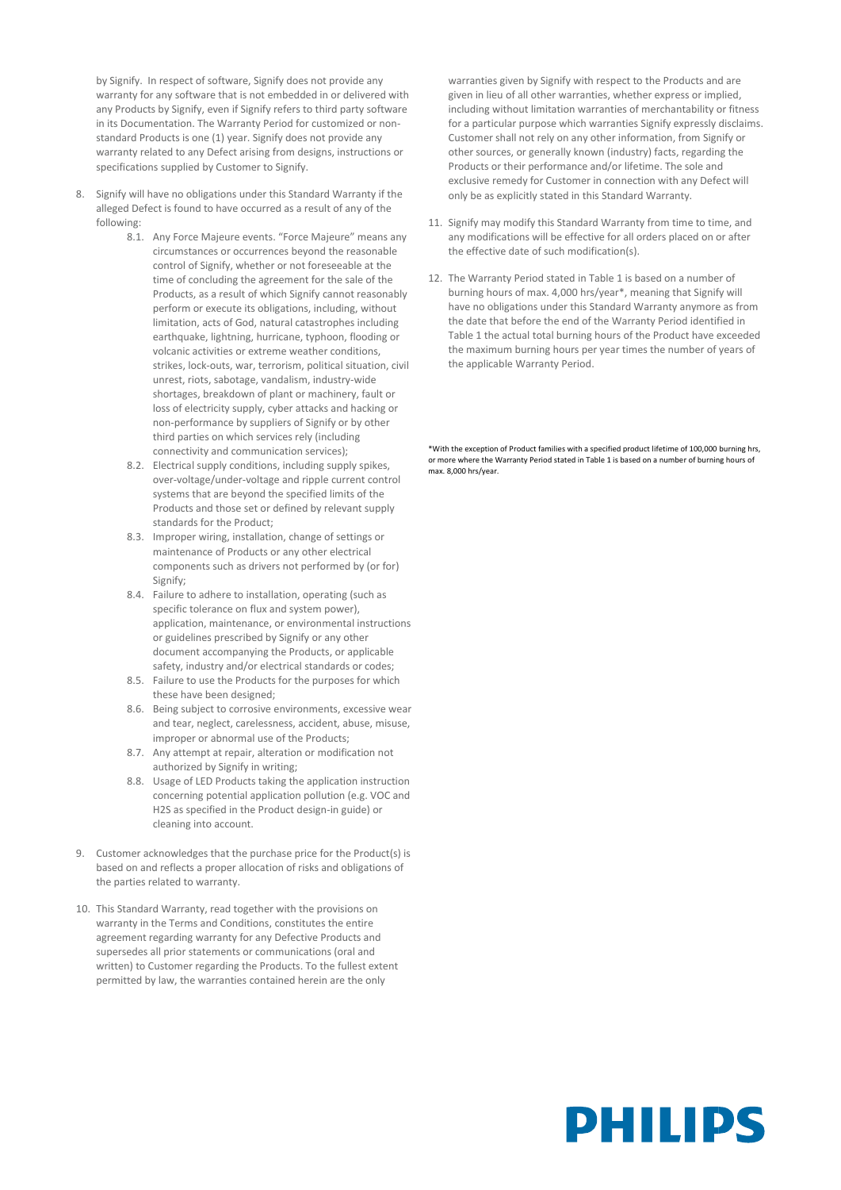by Signify. In respect of software, Signify does not provide any warranty for any software that is not embedded in or delivered with any Products by Signify, even if Signify refers to third party software in its Documentation. The Warranty Period for customized or non-standard Products is one (1) year. Signify does not provide any warranty related to any Defect arising from designs, instructions or specifications supplied by Customer to Signify.

8. Signify will have no obligations under this Standard Warranty if the alleged Defect is found to have occurred as a result of any of the following:
   - 8.1. Any Force Majeure events. "Force Majeure" means any circumstances or occurrences beyond the reasonable control of Signify, whether or not foreseeable at the time of concluding the agreement for the sale of the Products, as a result of which Signify cannot reasonably perform or execute its obligations, including, without limitation, acts of God, natural catastrophes including earthquake, lightning, hurricane, typhoon, flooding or volcanic activities or extreme weather conditions, strikes, lock-outs, war, terrorism, political situation, civil unrest, riots, sabotage, vandalism, industry-wide shortages, breakdown of plant or machinery, fault or loss of electricity supply, cyber attacks and hacking or non-performance by suppliers of Signify or by other third parties on which services rely (including connectivity and communication services);
   - 8.2. Electrical supply conditions, including supply spikes, over-voltage/under-voltage and ripple current control systems that are beyond the specified limits of the Products and those set or defined by relevant supply standards for the Product;
   - 8.3. Improper wiring, installation, change of settings or maintenance of Products or any other electrical components such as drivers not performed by (or for) Signify;
   - 8.4. Failure to adhere to installation, operating (such as specific tolerance on flux and system power), application, maintenance, or environmental instructions or guidelines prescribed by Signify or any other document accompanying the Products, or applicable safety, industry and/or electrical standards or codes;
   - 8.5. Failure to use the Products for the purposes for which these have been designed;
   - 8.6. Being subject to corrosive environments, excessive wear and tear, neglect, carelessness, accident, abuse, misuse, improper or abnormal use of the Products;
   - 8.7. Any attempt at repair, alteration or modification not authorized by Signify in writing;
   - 8.8. Usage of LED Products taking the application instruction concerning potential application pollution (e.g. VOC and $H_2S$ as specified in the Product design-in guide) or cleaning into account.

9. Customer acknowledges that the purchase price for the Product(s) is based on and reflects a proper allocation of risks and obligations of the parties related to warranty.

10. This Standard Warranty, read together with the provisions on warranty in the Terms and Conditions, constitutes the entire agreement regarding warranty for any Defective Products and supersedes all prior statements or communications (oral and written) to Customer regarding the Products. To the fullest extent permitted by law, the warranties contained herein are the only warranties given by Signify with respect to the Products and are given in lieu of all other warranties, whether express or implied, including without limitation warranties of merchantability or fitness for a particular purpose which warranties Signify expressly disclaims. Customer shall not rely on any other information, from Signify or other sources, or generally known (industry) facts, regarding the Products or their performance and/or lifetime. The sole and exclusive remedy for Customer in connection with any Defect will only be as explicitly stated in this Standard Warranty.

11. Signify may modify this Standard Warranty from time to time, and any modifications will be effective for all orders placed on or after the effective date of such modification(s).

12. The Warranty Period stated in Table 1 is based on a number of burning hours of max. 4,000 hrs/year*, meaning that Signify will have no obligations under this Standard Warranty anymore as from the date that before the end of the Warranty Period identified in Table 1 the actual total burning hours of the Product have exceeded the maximum burning hours per year times the number of years of the applicable Warranty Period.

*With the exception of Product families with a specified product lifetime of 100,000 burning hrs, or more where the Warranty Period stated in Table 1 is based on a number of burning hours of max. 8,000 hrs/year.

PHILIPS